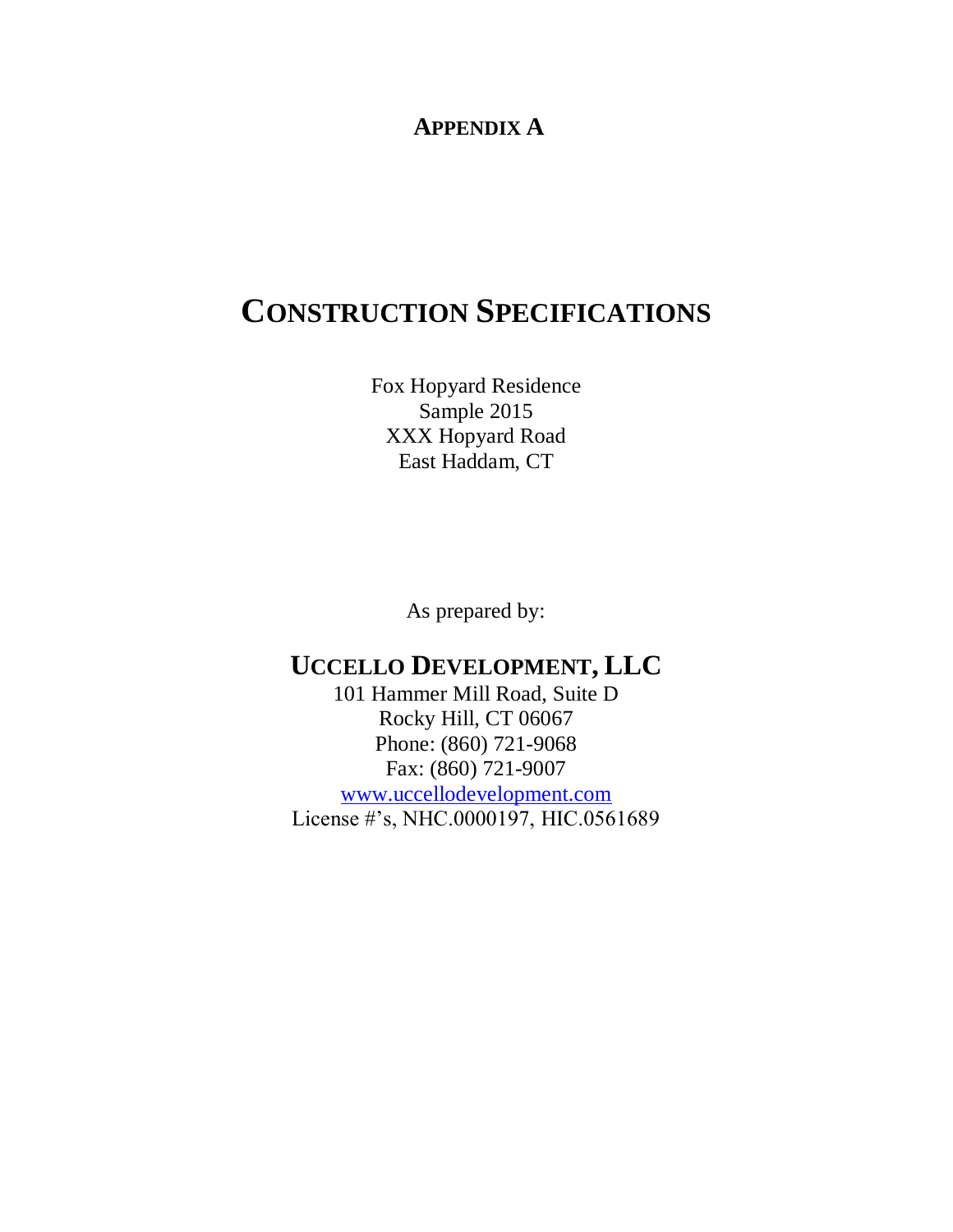## APPENDIX A

# CONSTRUCTION SPECIFICATIONS

Fox Hopyard Residence
Sample 2015
XXX Hopyard Road
East Haddam, CT

As prepared by:

## UCCELLO DEVELOPMENT, LLC

101 Hammer Mill Road, Suite D
Rocky Hill, CT 06067
Phone: (860) 721-9068
Fax: (860) 721-9007
www.uccellodevelopment.com
License #'s, NHC.0000197, HIC.0561689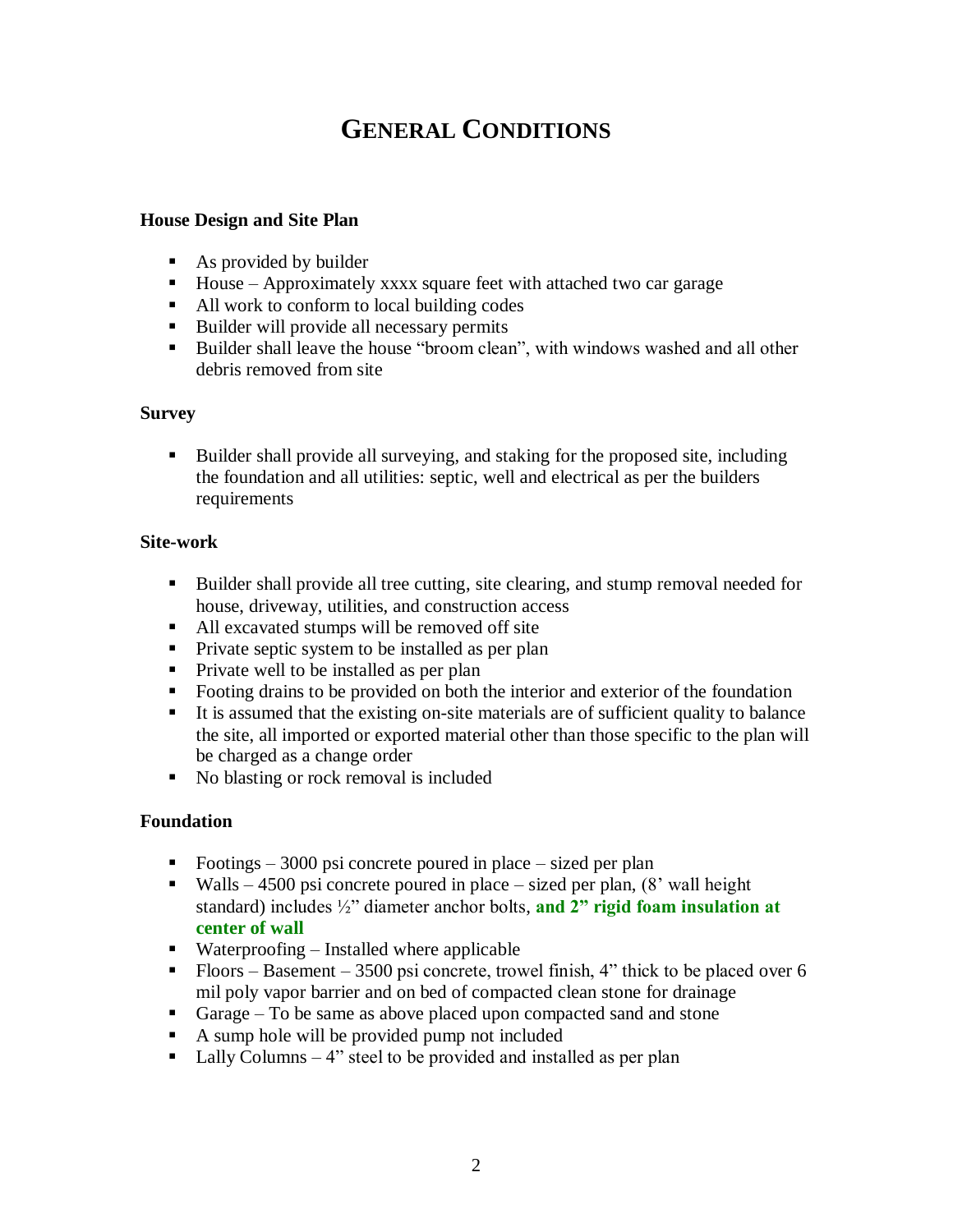# GENERAL CONDITIONS

**House Design and Site Plan**

- As provided by builder
- House – Approximately xxxx square feet with attached two car garage
- All work to conform to local building codes
- Builder will provide all necessary permits
- Builder shall leave the house "broom clean", with windows washed and all other debris removed from site

**Survey**

- Builder shall provide all surveying, and staking for the proposed site, including the foundation and all utilities: septic, well and electrical as per the builders requirements

**Site-work**

- Builder shall provide all tree cutting, site clearing, and stump removal needed for house, driveway, utilities, and construction access
- All excavated stumps will be removed off site
- Private septic system to be installed as per plan
- Private well to be installed as per plan
- Footing drains to be provided on both the interior and exterior of the foundation
- It is assumed that the existing on-site materials are of sufficient quality to balance the site, all imported or exported material other than those specific to the plan will be charged as a change order
- No blasting or rock removal is included

**Foundation**

- Footings – 3000 psi concrete poured in place – sized per plan
- Walls – 4500 psi concrete poured in place – sized per plan, (8' wall height standard) includes ½" diameter anchor bolts, **and 2" rigid foam insulation at center of wall**
- Waterproofing – Installed where applicable
- Floors – Basement – 3500 psi concrete, trowel finish, 4" thick to be placed over 6 mil poly vapor barrier and on bed of compacted clean stone for drainage
- Garage – To be same as above placed upon compacted sand and stone
- A sump hole will be provided pump not included
- Lally Columns – 4" steel to be provided and installed as per plan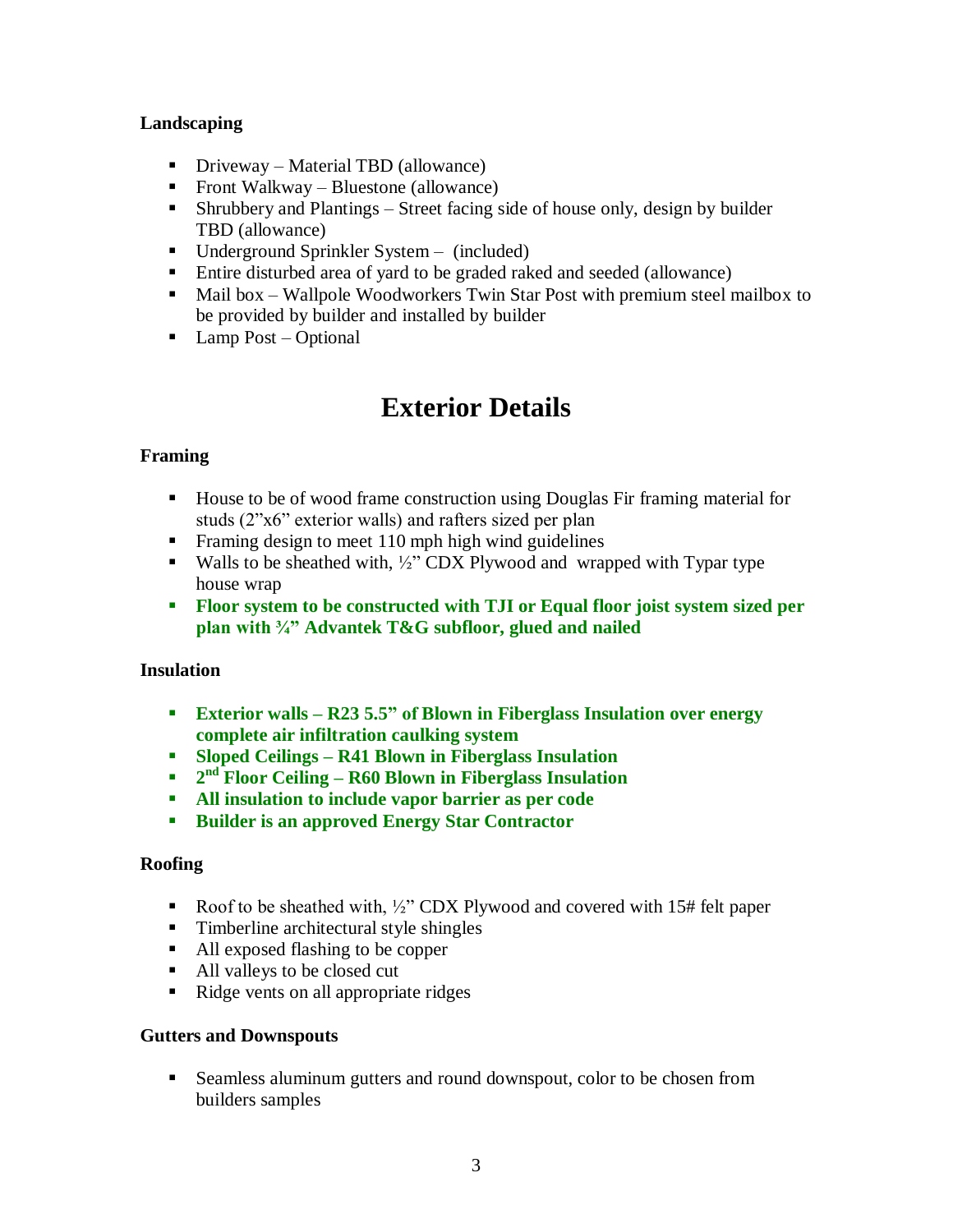### Landscaping

- Driveway – Material TBD (allowance)
- Front Walkway – Bluestone (allowance)
- Shrubbery and Plantings – Street facing side of house only, design by builder TBD (allowance)
- Underground Sprinkler System – (included)
- Entire disturbed area of yard to be graded raked and seeded (allowance)
- Mail box – Wallpole Woodworkers Twin Star Post with premium steel mailbox to be provided by builder and installed by builder
- Lamp Post – Optional

# Exterior Details

### Framing

- House to be of wood frame construction using Douglas Fir framing material for studs (2"x6" exterior walls) and rafters sized per plan
- Framing design to meet 110 mph high wind guidelines
- Walls to be sheathed with, ½" CDX Plywood and wrapped with Typar type house wrap
- **Floor system to be constructed with TJI or Equal floor joist system sized per plan with ¾" Advantek T&G subfloor, glued and nailed**

### Insulation

- **Exterior walls – R23 5.5" of Blown in Fiberglass Insulation over energy complete air infiltration caulking system**
- **Sloped Ceilings – R41 Blown in Fiberglass Insulation**
- **2nd Floor Ceiling – R60 Blown in Fiberglass Insulation**
- **All insulation to include vapor barrier as per code**
- **Builder is an approved Energy Star Contractor**

### Roofing

- Roof to be sheathed with, ½" CDX Plywood and covered with 15# felt paper
- Timberline architectural style shingles
- All exposed flashing to be copper
- All valleys to be closed cut
- Ridge vents on all appropriate ridges

### Gutters and Downspouts

- Seamless aluminum gutters and round downspout, color to be chosen from builders samples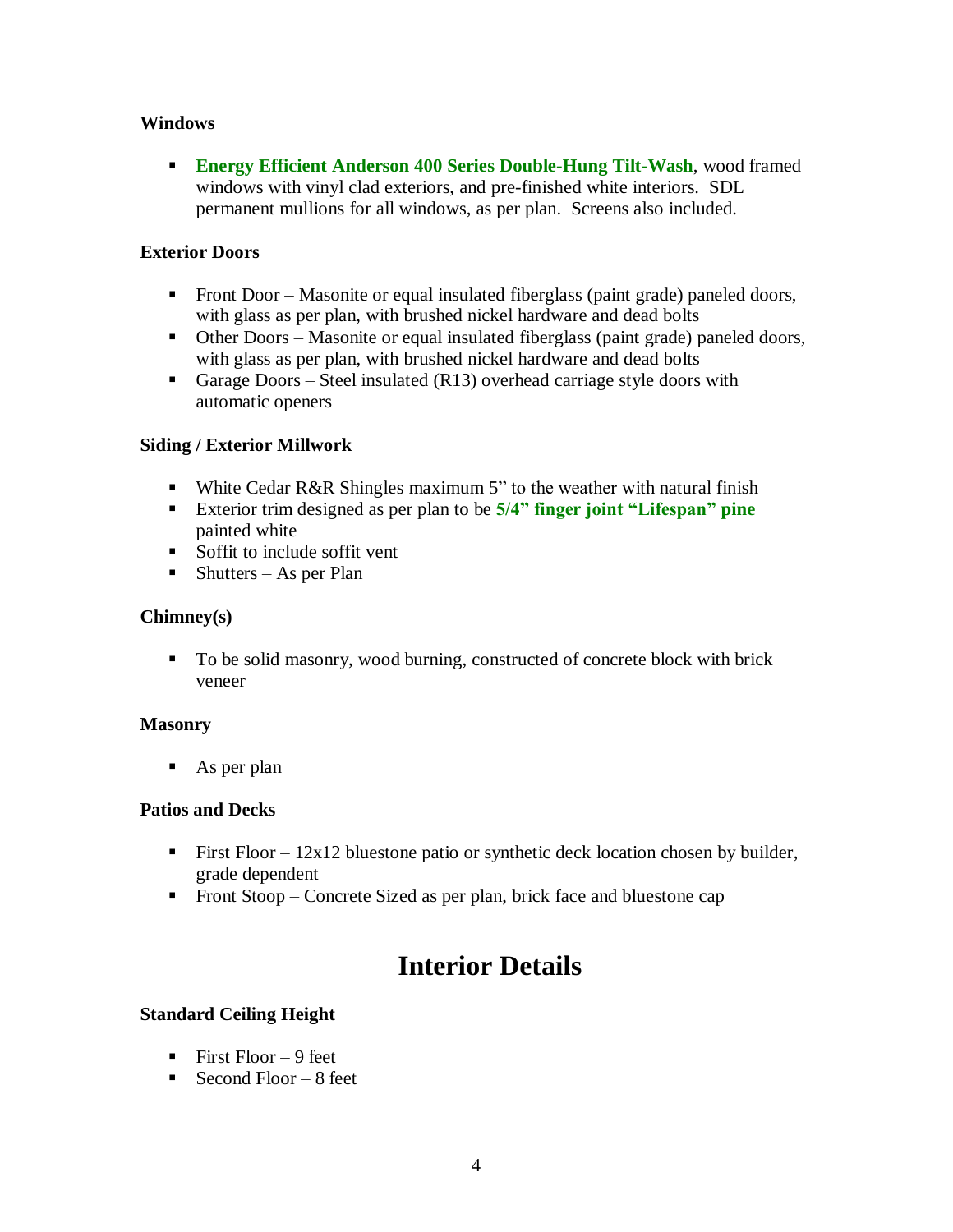### Windows

- **Energy Efficient Anderson 400 Series Double-Hung Tilt-Wash**, wood framed windows with vinyl clad exteriors, and pre-finished white interiors. SDL permanent mullions for all windows, as per plan. Screens also included.

### Exterior Doors

- Front Door – Masonite or equal insulated fiberglass (paint grade) paneled doors, with glass as per plan, with brushed nickel hardware and dead bolts
- Other Doors – Masonite or equal insulated fiberglass (paint grade) paneled doors, with glass as per plan, with brushed nickel hardware and dead bolts
- Garage Doors – Steel insulated (R13) overhead carriage style doors with automatic openers

### Siding / Exterior Millwork

- White Cedar R&R Shingles maximum 5" to the weather with natural finish
- Exterior trim designed as per plan to be **5/4" finger joint "Lifespan" pine** painted white
- Soffit to include soffit vent
- Shutters – As per Plan

### Chimney(s)

- To be solid masonry, wood burning, constructed of concrete block with brick veneer

### Masonry

- As per plan

### Patios and Decks

- First Floor – 12x12 bluestone patio or synthetic deck location chosen by builder, grade dependent
- Front Stoop – Concrete Sized as per plan, brick face and bluestone cap

## Interior Details

### Standard Ceiling Height

- First Floor – 9 feet
- Second Floor – 8 feet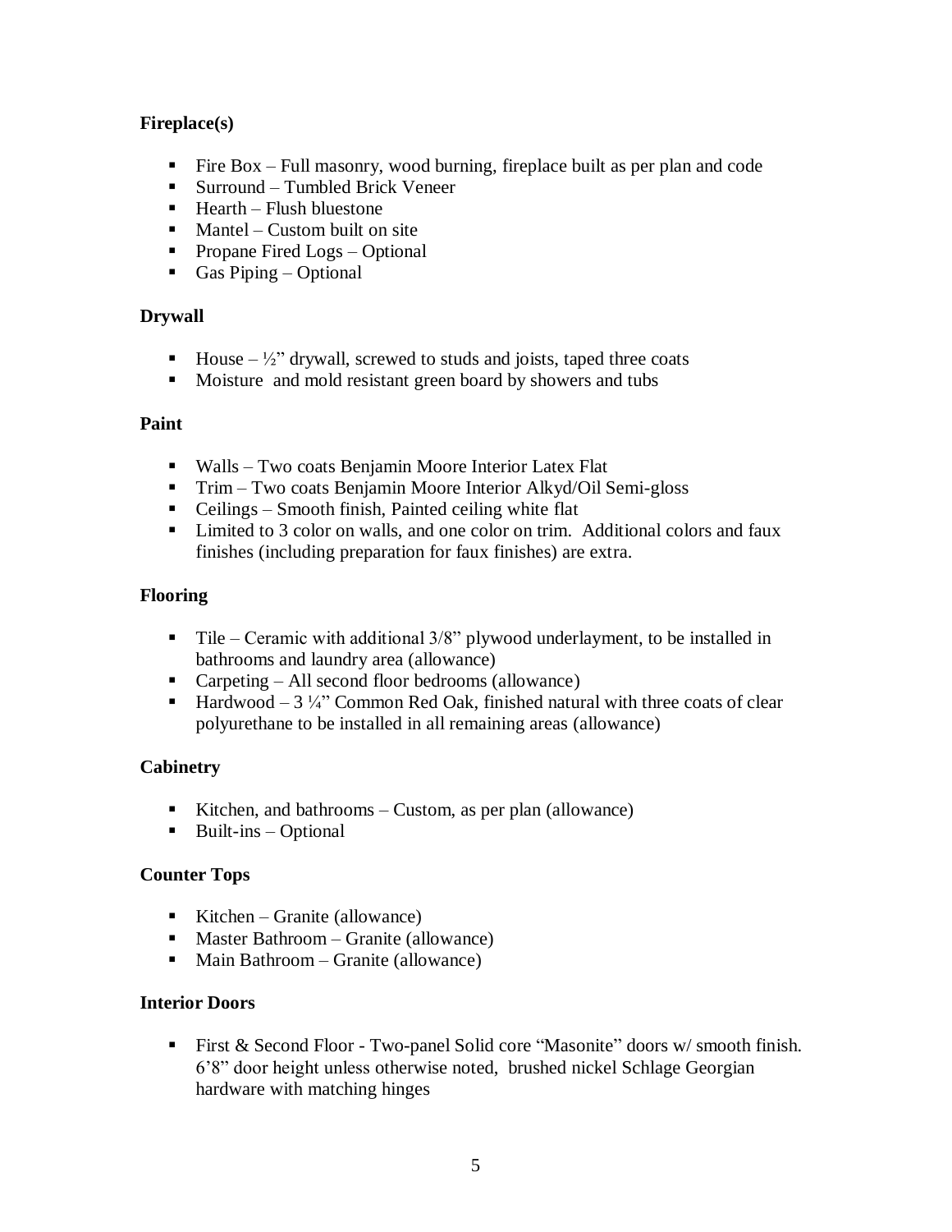**Fireplace(s)**

- Fire Box – Full masonry, wood burning, fireplace built as per plan and code
- Surround – Tumbled Brick Veneer
- Hearth – Flush bluestone
- Mantel – Custom built on site
- Propane Fired Logs – Optional
- Gas Piping – Optional

**Drywall**

- House – ½" drywall, screwed to studs and joists, taped three coats
- Moisture and mold resistant green board by showers and tubs

**Paint**

- Walls – Two coats Benjamin Moore Interior Latex Flat
- Trim – Two coats Benjamin Moore Interior Alkyd/Oil Semi-gloss
- Ceilings – Smooth finish, Painted ceiling white flat
- Limited to 3 color on walls, and one color on trim. Additional colors and faux finishes (including preparation for faux finishes) are extra.

**Flooring**

- Tile – Ceramic with additional 3/8" plywood underlayment, to be installed in bathrooms and laundry area (allowance)
- Carpeting – All second floor bedrooms (allowance)
- Hardwood – 3 ¼" Common Red Oak, finished natural with three coats of clear polyurethane to be installed in all remaining areas (allowance)

**Cabinetry**

- Kitchen, and bathrooms – Custom, as per plan (allowance)
- Built-ins – Optional

**Counter Tops**

- Kitchen – Granite (allowance)
- Master Bathroom – Granite (allowance)
- Main Bathroom – Granite (allowance)

**Interior Doors**

- First & Second Floor - Two-panel Solid core "Masonite" doors w/ smooth finish. 6'8" door height unless otherwise noted, brushed nickel Schlage Georgian hardware with matching hinges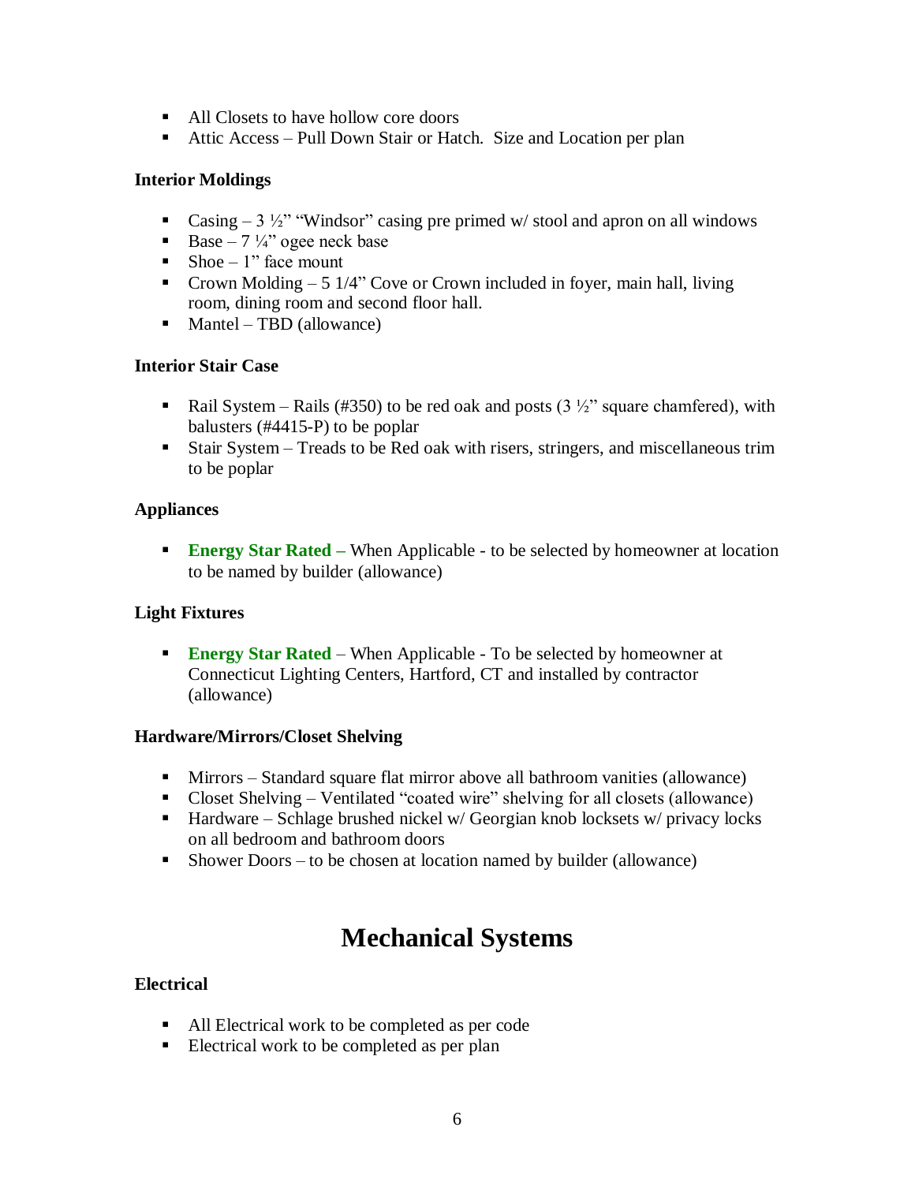- All Closets to have hollow core doors
- Attic Access – Pull Down Stair or Hatch.  Size and Location per plan

### Interior Moldings

- Casing – 3 ½" "Windsor" casing pre primed w/ stool and apron on all windows
- Base – 7 ¼" ogee neck base
- Shoe – 1" face mount
- Crown Molding – 5 1/4" Cove or Crown included in foyer, main hall, living room, dining room and second floor hall.
- Mantel – TBD (allowance)

### Interior Stair Case

- Rail System – Rails (#350) to be red oak and posts (3 ½" square chamfered), with balusters (#4415-P) to be poplar
- Stair System – Treads to be Red oak with risers, stringers, and miscellaneous trim to be poplar

### Appliances

- **Energy Star Rated –** When Applicable - to be selected by homeowner at location to be named by builder (allowance)

### Light Fixtures

- **Energy Star Rated** – When Applicable - To be selected by homeowner at Connecticut Lighting Centers, Hartford, CT and installed by contractor (allowance)

### Hardware/Mirrors/Closet Shelving

- Mirrors – Standard square flat mirror above all bathroom vanities (allowance)
- Closet Shelving – Ventilated "coated wire" shelving for all closets (allowance)
- Hardware – Schlage brushed nickel w/ Georgian knob locksets w/ privacy locks on all bedroom and bathroom doors
- Shower Doors – to be chosen at location named by builder (allowance)

## Mechanical Systems

### Electrical

- All Electrical work to be completed as per code
- Electrical work to be completed as per plan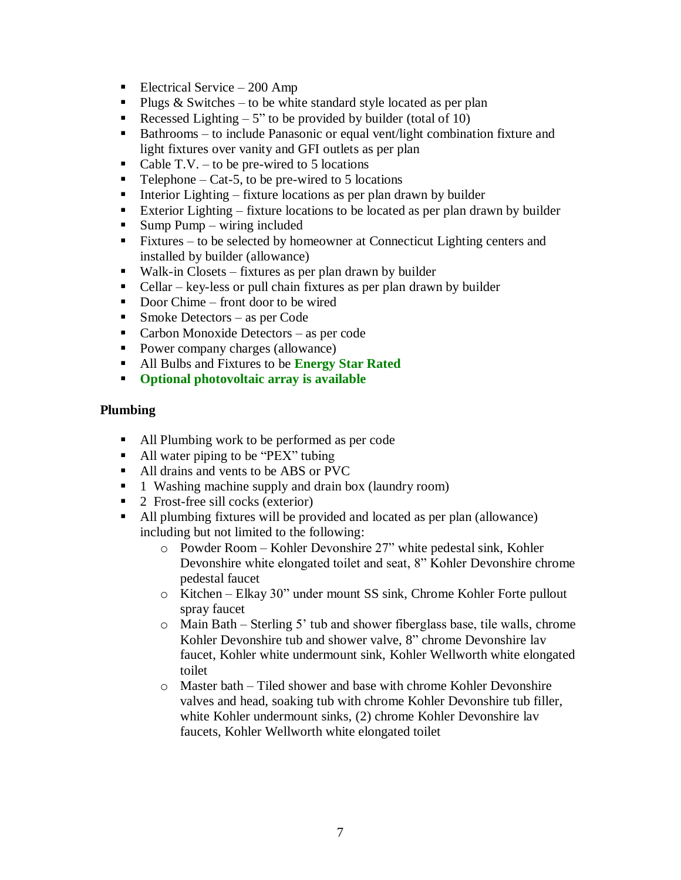- Electrical Service – 200 Amp
- Plugs & Switches – to be white standard style located as per plan
- Recessed Lighting – 5" to be provided by builder (total of 10)
- Bathrooms – to include Panasonic or equal vent/light combination fixture and light fixtures over vanity and GFI outlets as per plan
- Cable T.V. – to be pre-wired to 5 locations
- Telephone – Cat-5, to be pre-wired to 5 locations
- Interior Lighting – fixture locations as per plan drawn by builder
- Exterior Lighting – fixture locations to be located as per plan drawn by builder
- Sump Pump – wiring included
- Fixtures – to be selected by homeowner at Connecticut Lighting centers and installed by builder (allowance)
- Walk-in Closets – fixtures as per plan drawn by builder
- Cellar – key-less or pull chain fixtures as per plan drawn by builder
- Door Chime – front door to be wired
- Smoke Detectors – as per Code
- Carbon Monoxide Detectors – as per code
- Power company charges (allowance)
- All Bulbs and Fixtures to be **Energy Star Rated**
- **Optional photovoltaic array is available**

**Plumbing**

- All Plumbing work to be performed as per code
- All water piping to be "PEX" tubing
- All drains and vents to be ABS or PVC
- 1 Washing machine supply and drain box (laundry room)
- 2 Frost-free sill cocks (exterior)
- All plumbing fixtures will be provided and located as per plan (allowance) including but not limited to the following:
  - Powder Room – Kohler Devonshire 27" white pedestal sink, Kohler Devonshire white elongated toilet and seat, 8" Kohler Devonshire chrome pedestal faucet
  - Kitchen – Elkay 30" under mount SS sink, Chrome Kohler Forte pullout spray faucet
  - Main Bath – Sterling 5' tub and shower fiberglass base, tile walls, chrome Kohler Devonshire tub and shower valve, 8" chrome Devonshire lav faucet, Kohler white undermount sink, Kohler Wellworth white elongated toilet
  - Master bath – Tiled shower and base with chrome Kohler Devonshire valves and head, soaking tub with chrome Kohler Devonshire tub filler, white Kohler undermount sinks, (2) chrome Kohler Devonshire lav faucets, Kohler Wellworth white elongated toilet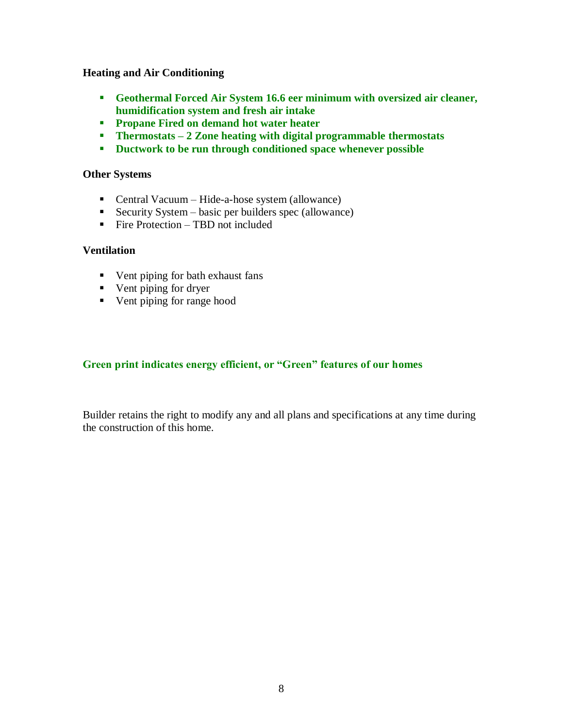**Heating and Air Conditioning**

- **Geothermal Forced Air System 16.6 eer minimum with oversized air cleaner, humidification system and fresh air intake**
- **Propane Fired on demand hot water heater**
- **Thermostats – 2 Zone heating with digital programmable thermostats**
- **Ductwork to be run through conditioned space whenever possible**

**Other Systems**

- Central Vacuum – Hide-a-hose system (allowance)
- Security System – basic per builders spec (allowance)
- Fire Protection – TBD not included

**Ventilation**

- Vent piping for bath exhaust fans
- Vent piping for dryer
- Vent piping for range hood

**Green print indicates energy efficient, or "Green" features of our homes**

Builder retains the right to modify any and all plans and specifications at any time during the construction of this home.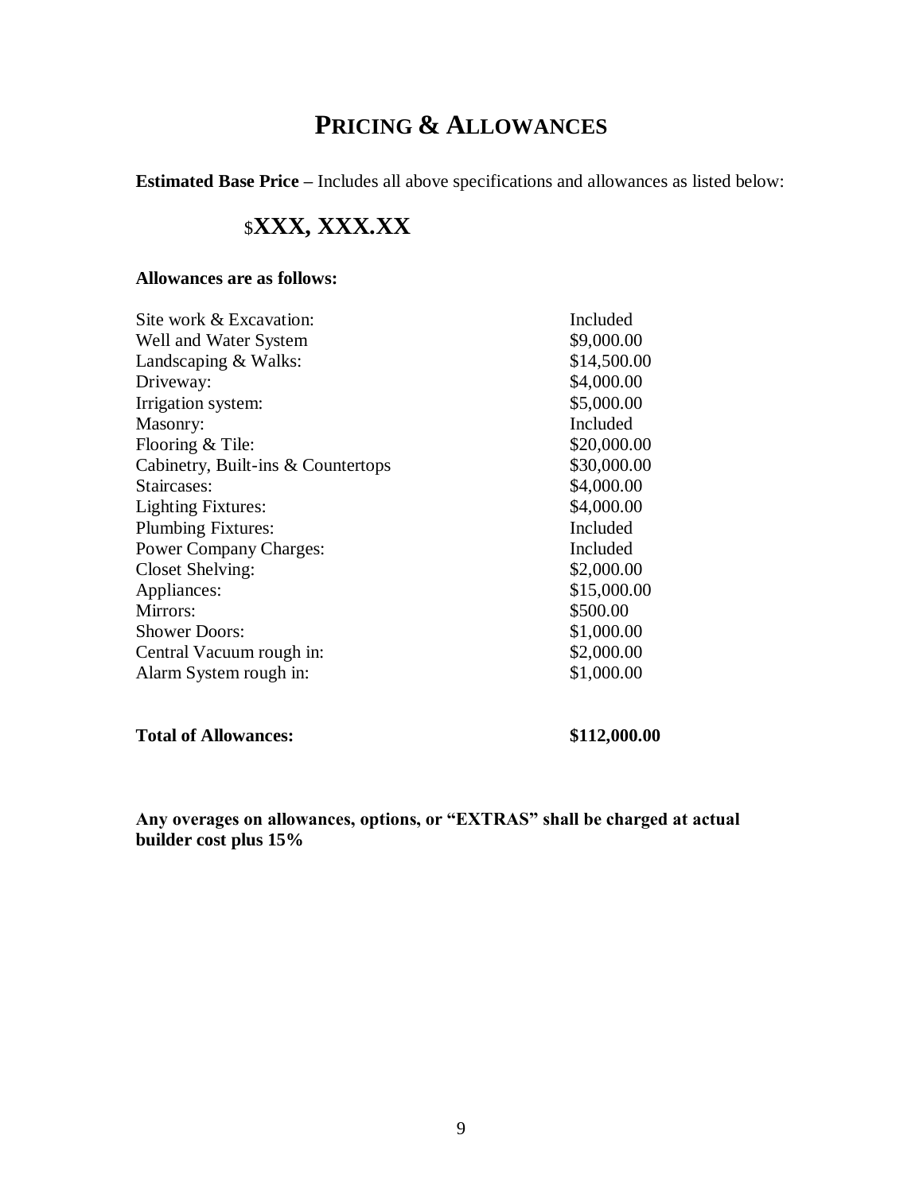# PRICING & ALLOWANCES

**Estimated Base Price –** Includes all above specifications and allowances as listed below:

$**XXX, XXX.XX**

**Allowances are as follows:**

| | |
|---|---|
| Site work & Excavation: | Included |
| Well and Water System | $9,000.00 |
| Landscaping & Walks: | $14,500.00 |
| Driveway: | $4,000.00 |
| Irrigation system: | $5,000.00 |
| Masonry: | Included |
| Flooring & Tile: | $20,000.00 |
| Cabinetry, Built-ins & Countertops | $30,000.00 |
| Staircases: | $4,000.00 |
| Lighting Fixtures: | $4,000.00 |
| Plumbing Fixtures: | Included |
| Power Company Charges: | Included |
| Closet Shelving: | $2,000.00 |
| Appliances: | $15,000.00 |
| Mirrors: | $500.00 |
| Shower Doors: | $1,000.00 |
| Central Vacuum rough in: | $2,000.00 |
| Alarm System rough in: | $1,000.00 |
| **Total of Allowances:** | **$112,000.00** |

**Any overages on allowances, options, or "EXTRAS" shall be charged at actual builder cost plus 15%**